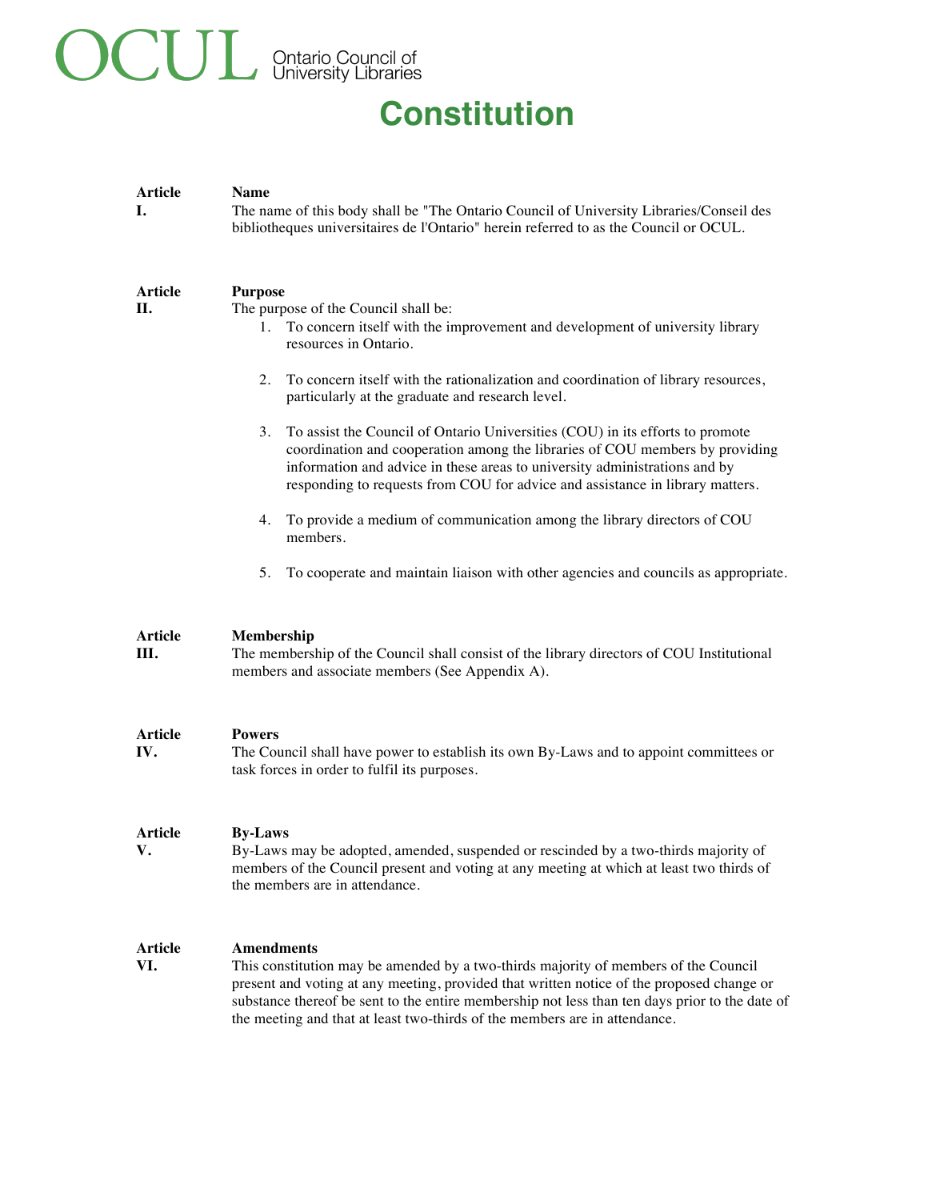OCUL Ontario Council of University Libraries

# Constitution

**Article I. Name**

The name of this body shall be "The Ontario Council of University Libraries/Conseil des bibliotheques universitaires de l'Ontario" herein referred to as the Council or OCUL.

**Article II. Purpose**

The purpose of the Council shall be:

1. To concern itself with the improvement and development of university library resources in Ontario.
2. To concern itself with the rationalization and coordination of library resources, particularly at the graduate and research level.
3. To assist the Council of Ontario Universities (COU) in its efforts to promote coordination and cooperation among the libraries of COU members by providing information and advice in these areas to university administrations and by responding to requests from COU for advice and assistance in library matters.
4. To provide a medium of communication among the library directors of COU members.
5. To cooperate and maintain liaison with other agencies and councils as appropriate.

**Article III. Membership**

The membership of the Council shall consist of the library directors of COU Institutional members and associate members (See Appendix A).

**Article IV. Powers**

The Council shall have power to establish its own By-Laws and to appoint committees or task forces in order to fulfil its purposes.

**Article V. By-Laws**

By-Laws may be adopted, amended, suspended or rescinded by a two-thirds majority of members of the Council present and voting at any meeting at which at least two thirds of the members are in attendance.

**Article VI. Amendments**

This constitution may be amended by a two-thirds majority of members of the Council present and voting at any meeting, provided that written notice of the proposed change or substance thereof be sent to the entire membership not less than ten days prior to the date of the meeting and that at least two-thirds of the members are in attendance.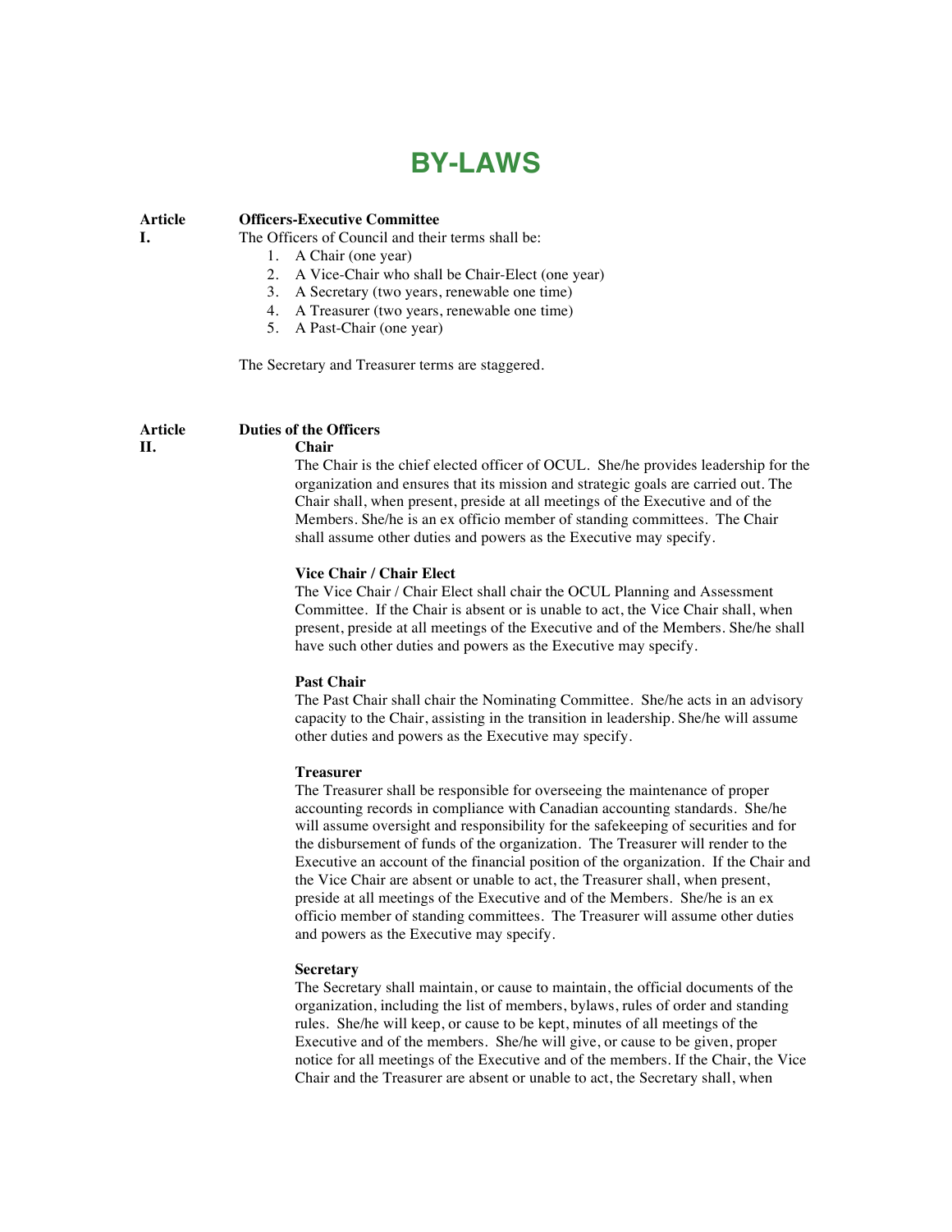# BY-LAWS

## Article I. Officers-Executive Committee

The Officers of Council and their terms shall be:

1. A Chair (one year)
2. A Vice-Chair who shall be Chair-Elect (one year)
3. A Secretary (two years, renewable one time)
4. A Treasurer (two years, renewable one time)
5. A Past-Chair (one year)

The Secretary and Treasurer terms are staggered.

## Article II. Duties of the Officers

**Chair**

The Chair is the chief elected officer of OCUL. She/he provides leadership for the organization and ensures that its mission and strategic goals are carried out. The Chair shall, when present, preside at all meetings of the Executive and of the Members. She/he is an ex officio member of standing committees. The Chair shall assume other duties and powers as the Executive may specify.

**Vice Chair / Chair Elect**

The Vice Chair / Chair Elect shall chair the OCUL Planning and Assessment Committee. If the Chair is absent or is unable to act, the Vice Chair shall, when present, preside at all meetings of the Executive and of the Members. She/he shall have such other duties and powers as the Executive may specify.

**Past Chair**

The Past Chair shall chair the Nominating Committee. She/he acts in an advisory capacity to the Chair, assisting in the transition in leadership. She/he will assume other duties and powers as the Executive may specify.

**Treasurer**

The Treasurer shall be responsible for overseeing the maintenance of proper accounting records in compliance with Canadian accounting standards. She/he will assume oversight and responsibility for the safekeeping of securities and for the disbursement of funds of the organization. The Treasurer will render to the Executive an account of the financial position of the organization. If the Chair and the Vice Chair are absent or unable to act, the Treasurer shall, when present, preside at all meetings of the Executive and of the Members. She/he is an ex officio member of standing committees. The Treasurer will assume other duties and powers as the Executive may specify.

**Secretary**

The Secretary shall maintain, or cause to maintain, the official documents of the organization, including the list of members, bylaws, rules of order and standing rules. She/he will keep, or cause to be kept, minutes of all meetings of the Executive and of the members. She/he will give, or cause to be given, proper notice for all meetings of the Executive and of the members. If the Chair, the Vice Chair and the Treasurer are absent or unable to act, the Secretary shall, when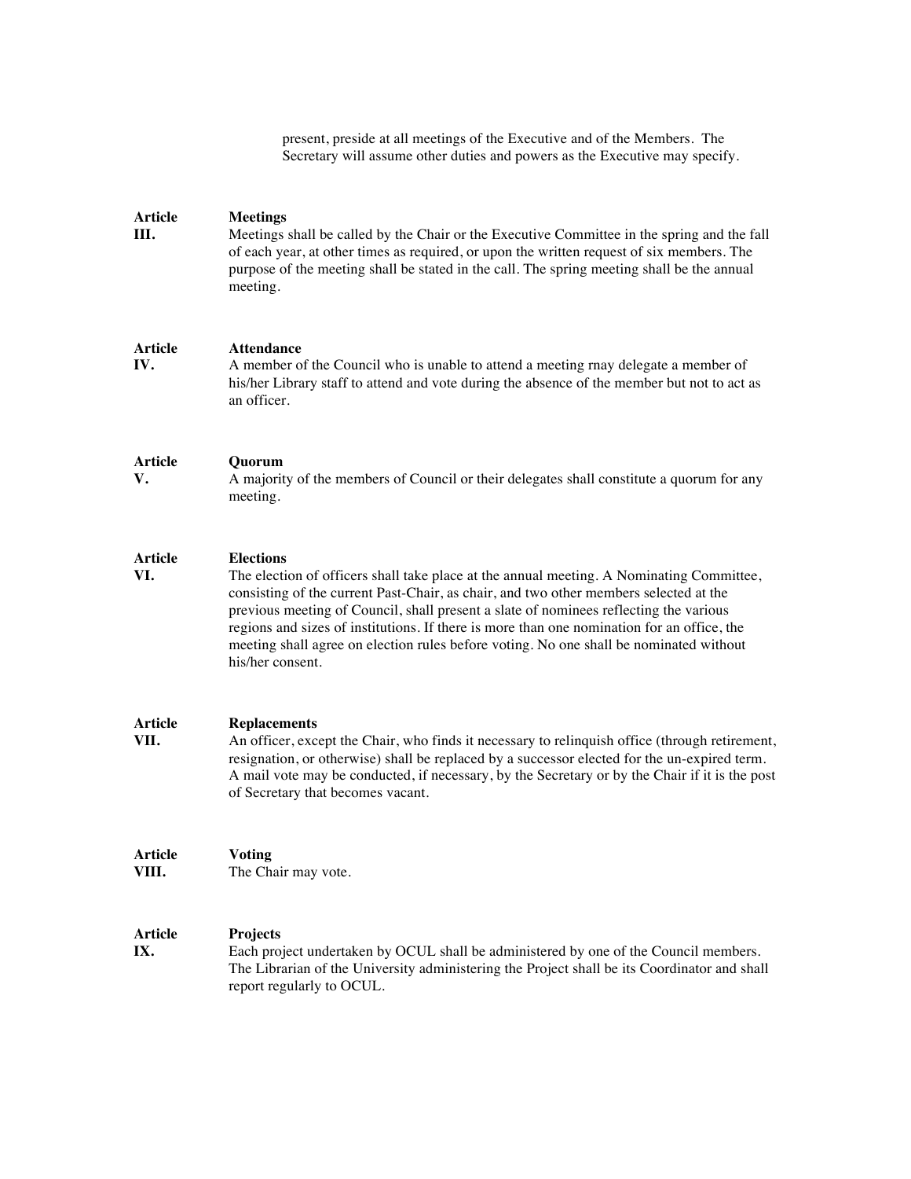present, preside at all meetings of the Executive and of the Members. The Secretary will assume other duties and powers as the Executive may specify.

**Article III. Meetings**

Meetings shall be called by the Chair or the Executive Committee in the spring and the fall of each year, at other times as required, or upon the written request of six members. The purpose of the meeting shall be stated in the call. The spring meeting shall be the annual meeting.

**Article IV. Attendance**

A member of the Council who is unable to attend a meeting rnay delegate a member of his/her Library staff to attend and vote during the absence of the member but not to act as an officer.

**Article V. Quorum**

A majority of the members of Council or their delegates shall constitute a quorum for any meeting.

**Article VI. Elections**

The election of officers shall take place at the annual meeting. A Nominating Committee, consisting of the current Past-Chair, as chair, and two other members selected at the previous meeting of Council, shall present a slate of nominees reflecting the various regions and sizes of institutions. If there is more than one nomination for an office, the meeting shall agree on election rules before voting. No one shall be nominated without his/her consent.

**Article VII. Replacements**

An officer, except the Chair, who finds it necessary to relinquish office (through retirement, resignation, or otherwise) shall be replaced by a successor elected for the un-expired term. A mail vote may be conducted, if necessary, by the Secretary or by the Chair if it is the post of Secretary that becomes vacant.

**Article VIII. Voting**

The Chair may vote.

**Article IX. Projects**

Each project undertaken by OCUL shall be administered by one of the Council members. The Librarian of the University administering the Project shall be its Coordinator and shall report regularly to OCUL.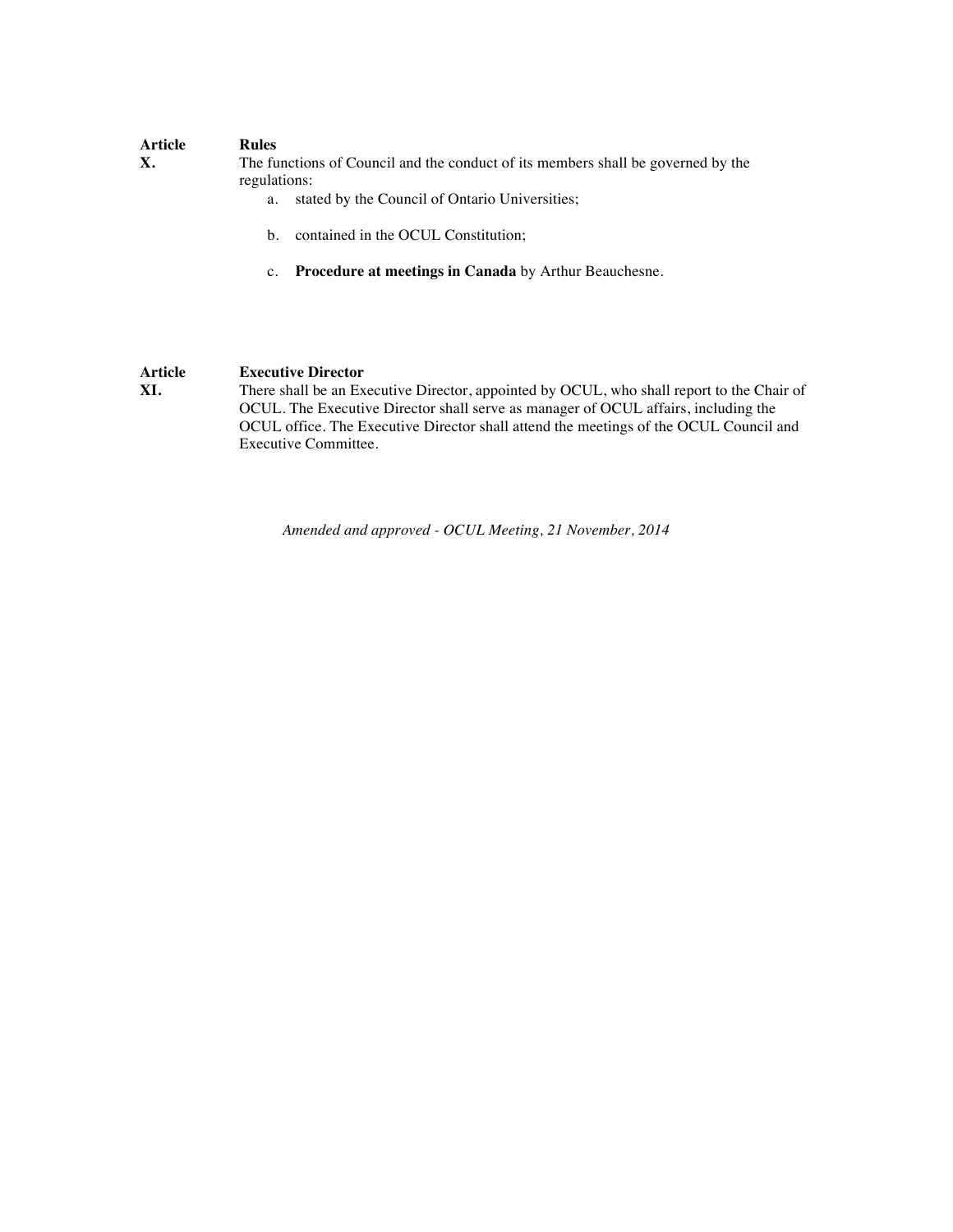## Article X. Rules

The functions of Council and the conduct of its members shall be governed by the regulations:

a. stated by the Council of Ontario Universities;

b. contained in the OCUL Constitution;

c. **Procedure at meetings in Canada** by Arthur Beauchesne.

## Article XI. Executive Director

There shall be an Executive Director, appointed by OCUL, who shall report to the Chair of OCUL. The Executive Director shall serve as manager of OCUL affairs, including the OCUL office. The Executive Director shall attend the meetings of the OCUL Council and Executive Committee.

*Amended and approved - OCUL Meeting, 21 November, 2014*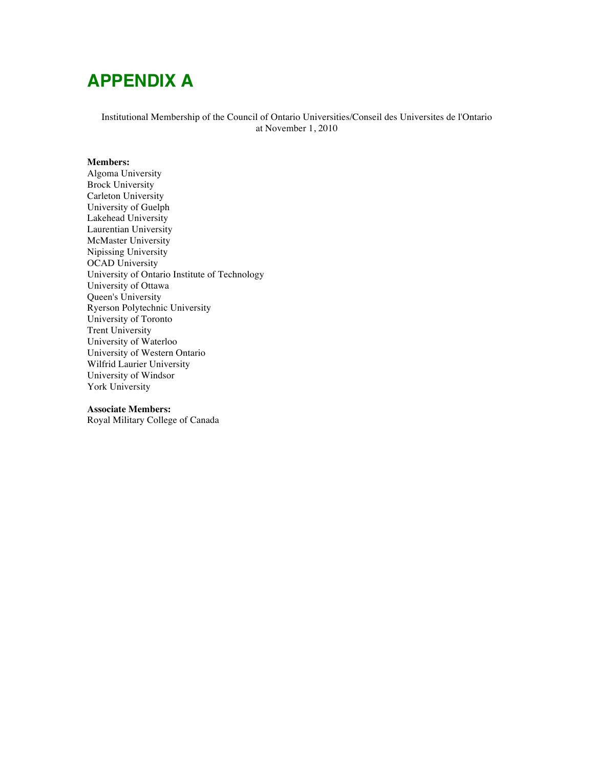# APPENDIX A

Institutional Membership of the Council of Ontario Universities/Conseil des Universites de l'Ontario at November 1, 2010

**Members:**
Algoma University
Brock University
Carleton University
University of Guelph
Lakehead University
Laurentian University
McMaster University
Nipissing University
OCAD University
University of Ontario Institute of Technology
University of Ottawa
Queen's University
Ryerson Polytechnic University
University of Toronto
Trent University
University of Waterloo
University of Western Ontario
Wilfrid Laurier University
University of Windsor
York University

**Associate Members:**
Royal Military College of Canada